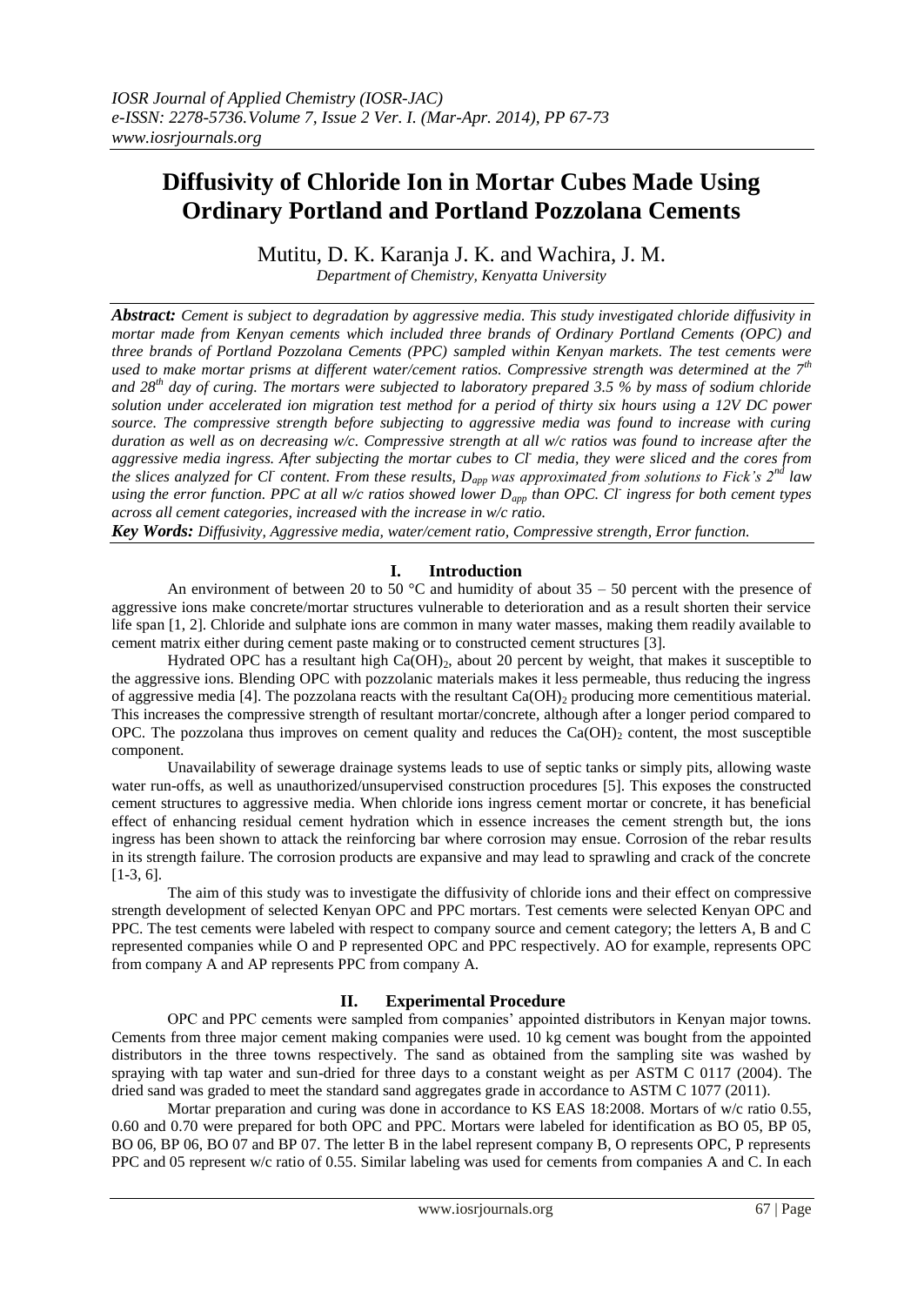# Diffusivity of Chloride Ion in Mortar Cubes Made Using Ordinary Portland and Portland Pozzolana Cements

Mutitu, D. K. Karanja J. K. and Wachira, J. M.

*Department of Chemistry, Kenyatta University*

***Abstract:*** *Cement is subject to degradation by aggressive media. This study investigated chloride diffusivity in mortar made from Kenyan cements which included three brands of Ordinary Portland Cements (OPC) and three brands of Portland Pozzolana Cements (PPC) sampled within Kenyan markets. The test cements were used to make mortar prisms at different water/cement ratios. Compressive strength was determined at the 7th and 28th day of curing. The mortars were subjected to laboratory prepared 3.5 % by mass of sodium chloride solution under accelerated ion migration test method for a period of thirty six hours using a 12V DC power source. The compressive strength before subjecting to aggressive media was found to increase with curing duration as well as on decreasing w/c. Compressive strength at all w/c ratios was found to increase after the aggressive media ingress. After subjecting the mortar cubes to $Cl^-$ media, they were sliced and the cores from the slices analyzed for $Cl^-$ content. From these results, $D_{app}$ was approximated from solutions to Fick's 2nd law using the error function. PPC at all w/c ratios showed lower $D_{app}$ than OPC. $Cl^-$ ingress for both cement types across all cement categories, increased with the increase in w/c ratio.*

***Key Words:*** *Diffusivity, Aggressive media, water/cement ratio, Compressive strength, Error function.*

## I. Introduction

An environment of between 20 to 50 °C and humidity of about 35 – 50 percent with the presence of aggressive ions make concrete/mortar structures vulnerable to deterioration and as a result shorten their service life span [1, 2]. Chloride and sulphate ions are common in many water masses, making them readily available to cement matrix either during cement paste making or to constructed cement structures [3].

Hydrated OPC has a resultant high $Ca(OH)_2$, about 20 percent by weight, that makes it susceptible to the aggressive ions. Blending OPC with pozzolanic materials makes it less permeable, thus reducing the ingress of aggressive media [4]. The pozzolana reacts with the resultant $Ca(OH)_2$ producing more cementitious material. This increases the compressive strength of resultant mortar/concrete, although after a longer period compared to OPC. The pozzolana thus improves on cement quality and reduces the $Ca(OH)_2$ content, the most susceptible component.

Unavailability of sewerage drainage systems leads to use of septic tanks or simply pits, allowing waste water run-offs, as well as unauthorized/unsupervised construction procedures [5]. This exposes the constructed cement structures to aggressive media. When chloride ions ingress cement mortar or concrete, it has beneficial effect of enhancing residual cement hydration which in essence increases the cement strength but, the ions ingress has been shown to attack the reinforcing bar where corrosion may ensue. Corrosion of the rebar results in its strength failure. The corrosion products are expansive and may lead to sprawling and crack of the concrete [1-3, 6].

The aim of this study was to investigate the diffusivity of chloride ions and their effect on compressive strength development of selected Kenyan OPC and PPC mortars. Test cements were selected Kenyan OPC and PPC. The test cements were labeled with respect to company source and cement category; the letters A, B and C represented companies while O and P represented OPC and PPC respectively. AO for example, represents OPC from company A and AP represents PPC from company A.

## II. Experimental Procedure

OPC and PPC cements were sampled from companies' appointed distributors in Kenyan major towns. Cements from three major cement making companies were used. 10 kg cement was bought from the appointed distributors in the three towns respectively. The sand as obtained from the sampling site was washed by spraying with tap water and sun-dried for three days to a constant weight as per ASTM C 0117 (2004). The dried sand was graded to meet the standard sand aggregates grade in accordance to ASTM C 1077 (2011).

Mortar preparation and curing was done in accordance to KS EAS 18:2008. Mortars of w/c ratio 0.55, 0.60 and 0.70 were prepared for both OPC and PPC. Mortars were labeled for identification as BO 05, BP 05, BO 06, BP 06, BO 07 and BP 07. The letter B in the label represent company B, O represents OPC, P represents PPC and 05 represent w/c ratio of 0.55. Similar labeling was used for cements from companies A and C. In each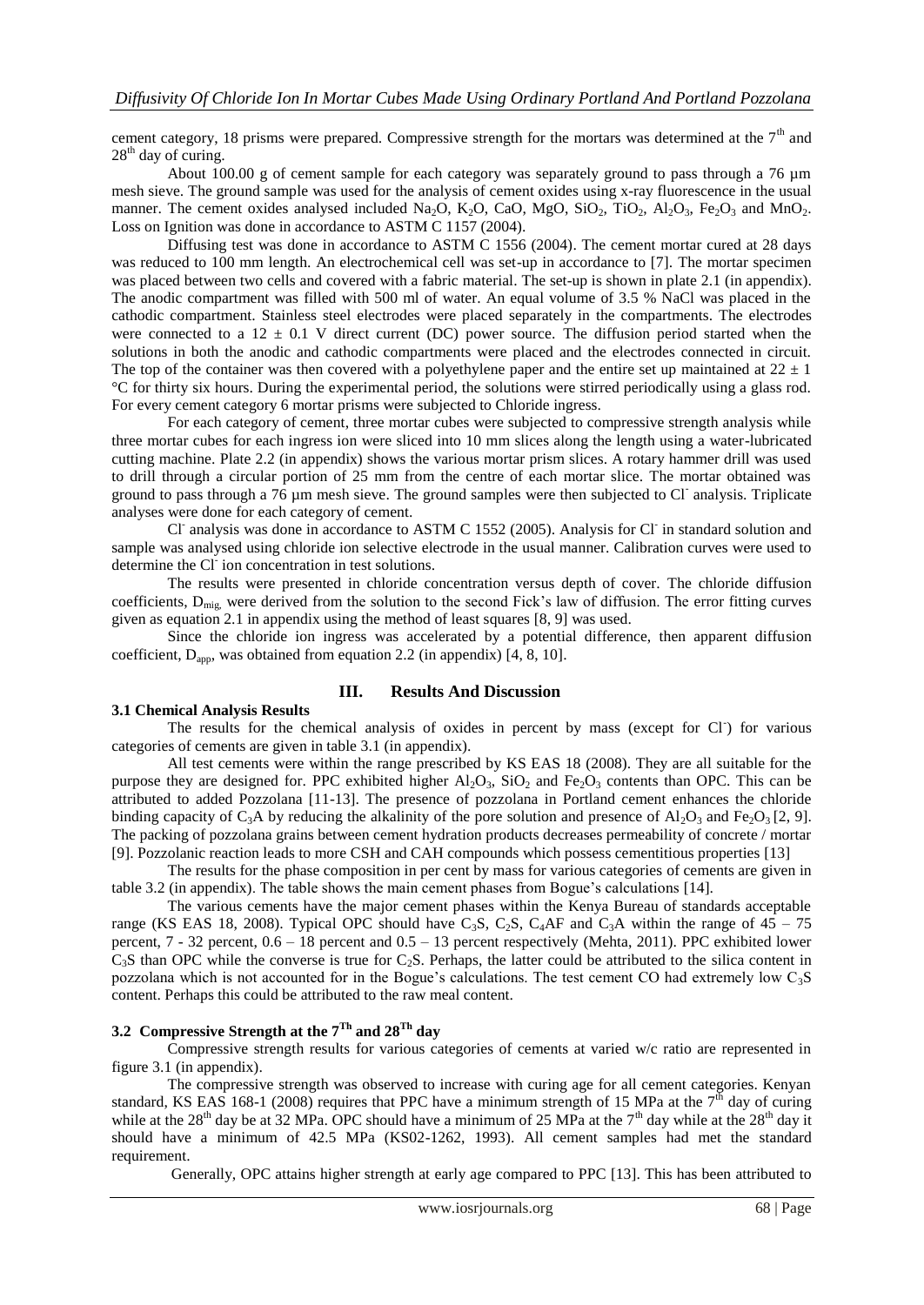cement category, 18 prisms were prepared. Compressive strength for the mortars was determined at the $7^{th}$ and $28^{th}$ day of curing.

About 100.00 g of cement sample for each category was separately ground to pass through a 76 µm mesh sieve. The ground sample was used for the analysis of cement oxides using x-ray fluorescence in the usual manner. The cement oxides analysed included $Na_2O$, $K_2O$, CaO, MgO, $SiO_2$, $TiO_2$, $Al_2O_3$, $Fe_2O_3$ and $MnO_2$. Loss on Ignition was done in accordance to ASTM C 1157 (2004).

Diffusing test was done in accordance to ASTM C 1556 (2004). The cement mortar cured at 28 days was reduced to 100 mm length. An electrochemical cell was set-up in accordance to [7]. The mortar specimen was placed between two cells and covered with a fabric material. The set-up is shown in plate 2.1 (in appendix). The anodic compartment was filled with 500 ml of water. An equal volume of 3.5 % NaCl was placed in the cathodic compartment. Stainless steel electrodes were placed separately in the compartments. The electrodes were connected to a $12 \pm 0.1$ V direct current (DC) power source. The diffusion period started when the solutions in both the anodic and cathodic compartments were placed and the electrodes connected in circuit. The top of the container was then covered with a polyethylene paper and the entire set up maintained at $22 \pm 1$ °C for thirty six hours. During the experimental period, the solutions were stirred periodically using a glass rod. For every cement category 6 mortar prisms were subjected to Chloride ingress.

For each category of cement, three mortar cubes were subjected to compressive strength analysis while three mortar cubes for each ingress ion were sliced into 10 mm slices along the length using a water-lubricated cutting machine. Plate 2.2 (in appendix) shows the various mortar prism slices. A rotary hammer drill was used to drill through a circular portion of 25 mm from the centre of each mortar slice. The mortar obtained was ground to pass through a 76 µm mesh sieve. The ground samples were then subjected to $Cl^-$ analysis. Triplicate analyses were done for each category of cement.

$Cl^-$ analysis was done in accordance to ASTM C 1552 (2005). Analysis for $Cl^-$ in standard solution and sample was analysed using chloride ion selective electrode in the usual manner. Calibration curves were used to determine the $Cl^-$ ion concentration in test solutions.

The results were presented in chloride concentration versus depth of cover. The chloride diffusion coefficients, $D_{mig}$, were derived from the solution to the second Fick's law of diffusion. The error fitting curves given as equation 2.1 in appendix using the method of least squares [8, 9] was used.

Since the chloride ion ingress was accelerated by a potential difference, then apparent diffusion coefficient, $D_{app}$, was obtained from equation 2.2 (in appendix) [4, 8, 10].

# III. Results And Discussion

### 3.1 Chemical Analysis Results

The results for the chemical analysis of oxides in percent by mass (except for $Cl^-$) for various categories of cements are given in table 3.1 (in appendix).

All test cements were within the range prescribed by KS EAS 18 (2008). They are all suitable for the purpose they are designed for. PPC exhibited higher $Al_2O_3$, $SiO_2$ and $Fe_2O_3$ contents than OPC. This can be attributed to added Pozzolana [11-13]. The presence of pozzolana in Portland cement enhances the chloride binding capacity of $C_3A$ by reducing the alkalinity of the pore solution and presence of $Al_2O_3$ and $Fe_2O_3$ [2, 9]. The packing of pozzolana grains between cement hydration products decreases permeability of concrete / mortar [9]. Pozzolanic reaction leads to more CSH and CAH compounds which possess cementitious properties [13]

The results for the phase composition in per cent by mass for various categories of cements are given in table 3.2 (in appendix). The table shows the main cement phases from Bogue's calculations [14].

The various cements have the major cement phases within the Kenya Bureau of standards acceptable range (KS EAS 18, 2008). Typical OPC should have $C_3S$, $C_2S$, $C_4AF$ and $C_3A$ within the range of 45 – 75 percent, 7 - 32 percent, 0.6 – 18 percent and 0.5 – 13 percent respectively (Mehta, 2011). PPC exhibited lower $C_3S$ than OPC while the converse is true for $C_2S$. Perhaps, the latter could be attributed to the silica content in pozzolana which is not accounted for in the Bogue's calculations. The test cement CO had extremely low $C_3S$ content. Perhaps this could be attributed to the raw meal content.

### 3.2 Compressive Strength at the $7^{Th}$ and $28^{Th}$ day

Compressive strength results for various categories of cements at varied w/c ratio are represented in figure 3.1 (in appendix).

The compressive strength was observed to increase with curing age for all cement categories. Kenyan standard, KS EAS 168-1 (2008) requires that PPC have a minimum strength of 15 MPa at the $7^{th}$ day of curing while at the $28^{th}$ day be at 32 MPa. OPC should have a minimum of 25 MPa at the $7^{th}$ day while at the $28^{th}$ day it should have a minimum of 42.5 MPa (KS02-1262, 1993). All cement samples had met the standard requirement.

Generally, OPC attains higher strength at early age compared to PPC [13]. This has been attributed to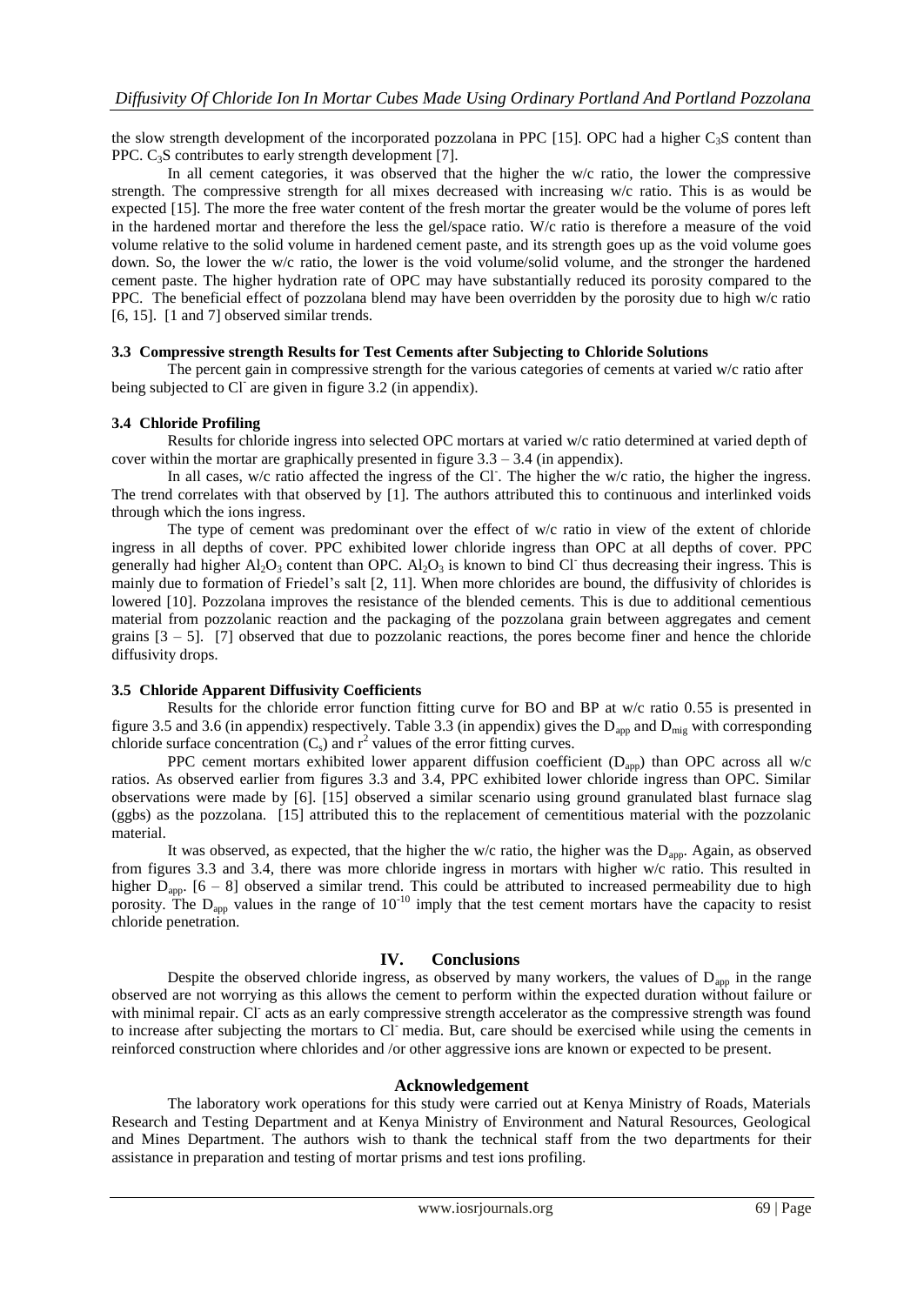the slow strength development of the incorporated pozzolana in PPC [15]. OPC had a higher $C_3S$ content than PPC. $C_3S$ contributes to early strength development [7].

In all cement categories, it was observed that the higher the w/c ratio, the lower the compressive strength. The compressive strength for all mixes decreased with increasing w/c ratio. This is as would be expected [15]. The more the free water content of the fresh mortar the greater would be the volume of pores left in the hardened mortar and therefore the less the gel/space ratio. W/c ratio is therefore a measure of the void volume relative to the solid volume in hardened cement paste, and its strength goes up as the void volume goes down. So, the lower the w/c ratio, the lower is the void volume/solid volume, and the stronger the hardened cement paste. The higher hydration rate of OPC may have substantially reduced its porosity compared to the PPC. The beneficial effect of pozzolana blend may have been overridden by the porosity due to high w/c ratio [6, 15]. [1 and 7] observed similar trends.

### 3.3 Compressive strength Results for Test Cements after Subjecting to Chloride Solutions

The percent gain in compressive strength for the various categories of cements at varied w/c ratio after being subjected to $Cl^-$ are given in figure 3.2 (in appendix).

### 3.4 Chloride Profiling

Results for chloride ingress into selected OPC mortars at varied w/c ratio determined at varied depth of cover within the mortar are graphically presented in figure 3.3 – 3.4 (in appendix).

In all cases, w/c ratio affected the ingress of the $Cl^-$. The higher the w/c ratio, the higher the ingress. The trend correlates with that observed by [1]. The authors attributed this to continuous and interlinked voids through which the ions ingress.

The type of cement was predominant over the effect of w/c ratio in view of the extent of chloride ingress in all depths of cover. PPC exhibited lower chloride ingress than OPC at all depths of cover. PPC generally had higher $Al_2O_3$ content than OPC. $Al_2O_3$ is known to bind $Cl^-$ thus decreasing their ingress. This is mainly due to formation of Friedel's salt [2, 11]. When more chlorides are bound, the diffusivity of chlorides is lowered [10]. Pozzolana improves the resistance of the blended cements. This is due to additional cementious material from pozzolanic reaction and the packaging of the pozzolana grain between aggregates and cement grains [3 – 5]. [7] observed that due to pozzolanic reactions, the pores become finer and hence the chloride diffusivity drops.

### 3.5 Chloride Apparent Diffusivity Coefficients

Results for the chloride error function fitting curve for BO and BP at w/c ratio 0.55 is presented in figure 3.5 and 3.6 (in appendix) respectively. Table 3.3 (in appendix) gives the $D_{app}$ and $D_{mig}$ with corresponding chloride surface concentration ($C_s$) and $r^2$ values of the error fitting curves.

PPC cement mortars exhibited lower apparent diffusion coefficient ($D_{app}$) than OPC across all w/c ratios. As observed earlier from figures 3.3 and 3.4, PPC exhibited lower chloride ingress than OPC. Similar observations were made by [6]. [15] observed a similar scenario using ground granulated blast furnace slag (ggbs) as the pozzolana. [15] attributed this to the replacement of cementitious material with the pozzolanic material.

It was observed, as expected, that the higher the w/c ratio, the higher was the $D_{app}$. Again, as observed from figures 3.3 and 3.4, there was more chloride ingress in mortars with higher w/c ratio. This resulted in higher $D_{app}$. [6 – 8] observed a similar trend. This could be attributed to increased permeability due to high porosity. The $D_{app}$ values in the range of $10^{-10}$ imply that the test cement mortars have the capacity to resist chloride penetration.

## IV. Conclusions

Despite the observed chloride ingress, as observed by many workers, the values of $D_{app}$ in the range observed are not worrying as this allows the cement to perform within the expected duration without failure or with minimal repair. $Cl^-$ acts as an early compressive strength accelerator as the compressive strength was found to increase after subjecting the mortars to $Cl^-$ media. But, care should be exercised while using the cements in reinforced construction where chlorides and /or other aggressive ions are known or expected to be present.

## Acknowledgement

The laboratory work operations for this study were carried out at Kenya Ministry of Roads, Materials Research and Testing Department and at Kenya Ministry of Environment and Natural Resources, Geological and Mines Department. The authors wish to thank the technical staff from the two departments for their assistance in preparation and testing of mortar prisms and test ions profiling.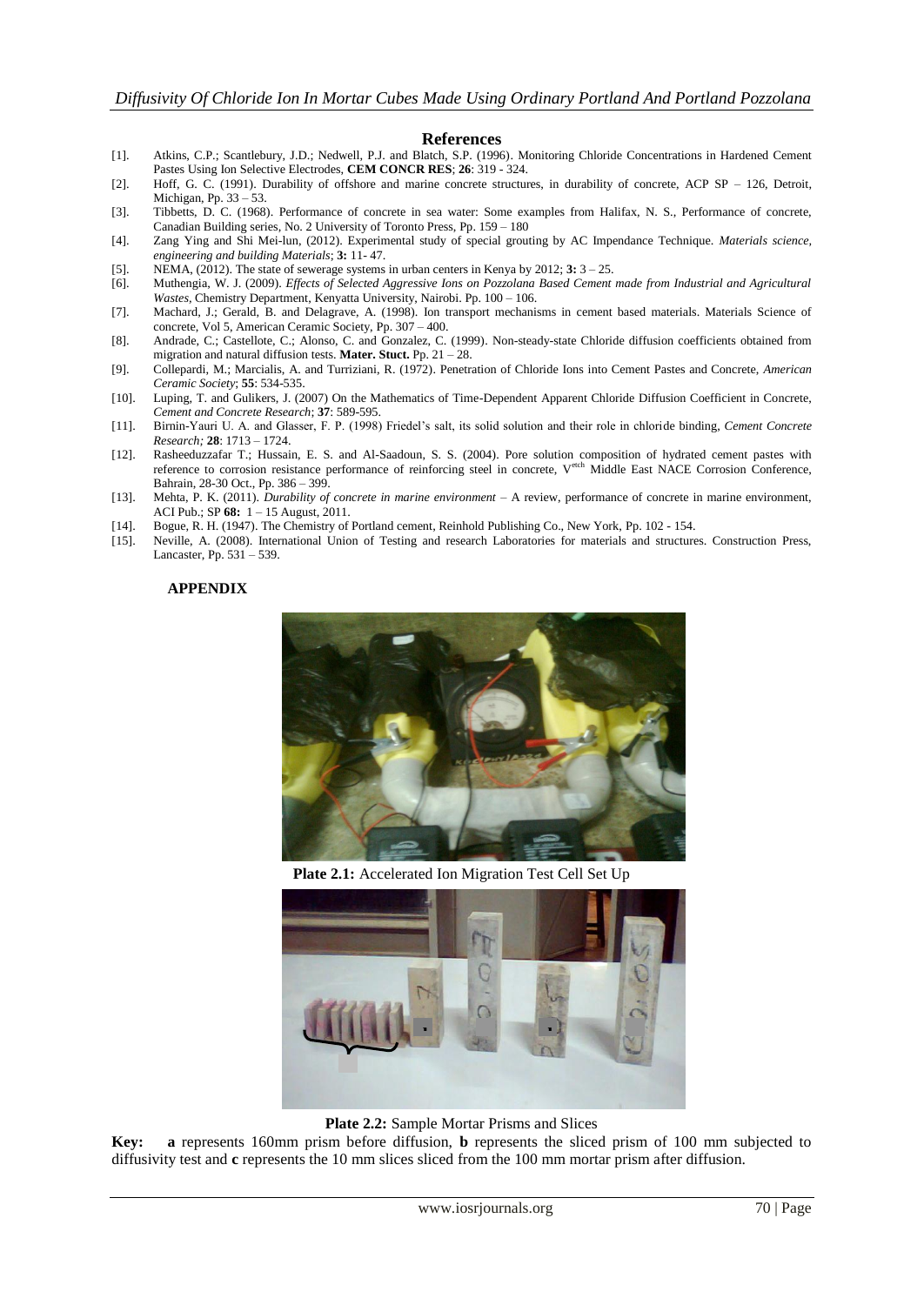## References

[1]. Atkins, C.P.; Scantlebury, J.D.; Nedwell, P.J. and Blatch, S.P. (1996). Monitoring Chloride Concentrations in Hardened Cement Pastes Using Ion Selective Electrodes, **CEM CONCR RES**; **26**: 319 - 324.

[2]. Hoff, G. C. (1991). Durability of offshore and marine concrete structures, in durability of concrete, ACP SP – 126, Detroit, Michigan, Pp. 33 – 53.

[3]. Tibbetts, D. C. (1968). Performance of concrete in sea water: Some examples from Halifax, N. S., Performance of concrete, Canadian Building series, No. 2 University of Toronto Press, Pp. 159 – 180

[4]. Zang Ying and Shi Mei-lun, (2012). Experimental study of special grouting by AC Impendance Technique. *Materials science, engineering and building Materials*; **3:** 11- 47.

[5]. NEMA, (2012). The state of sewerage systems in urban centers in Kenya by 2012; **3:** 3 – 25.

[6]. Muthengia, W. J. (2009). *Effects of Selected Aggressive Ions on Pozzolana Based Cement made from Industrial and Agricultural Wastes*, Chemistry Department, Kenyatta University, Nairobi. Pp. 100 – 106.

[7]. Machard, J.; Gerald, B. and Delagrave, A. (1998). Ion transport mechanisms in cement based materials. Materials Science of concrete, Vol 5, American Ceramic Society, Pp. 307 – 400.

[8]. Andrade, C.; Castellote, C.; Alonso, C. and Gonzalez, C. (1999). Non-steady-state Chloride diffusion coefficients obtained from migration and natural diffusion tests. **Mater. Stuct.** Pp. 21 – 28.

[9]. Collepardi, M.; Marcialis, A. and Turriziani, R. (1972). Penetration of Chloride Ions into Cement Pastes and Concrete, *American Ceramic Society*; **55**: 534-535.

[10]. Luping, T. and Gulikers, J. (2007) On the Mathematics of Time-Dependent Apparent Chloride Diffusion Coefficient in Concrete, *Cement and Concrete Research*; **37**: 589-595.

[11]. Birnin-Yauri U. A. and Glasser, F. P. (1998) Friedel's salt, its solid solution and their role in chloride binding, *Cement Concrete Research;* **28**: 1713 – 1724.

[12]. Rasheeduzzafar T.; Hussain, E. S. and Al-Saadoun, S. S. (2004). Pore solution composition of hydrated cement pastes with reference to corrosion resistance performance of reinforcing steel in concrete, V[etch] Middle East NACE Corrosion Conference, Bahrain, 28-30 Oct., Pp. 386 – 399.

[13]. Mehta, P. K. (2011). *Durability of concrete in marine environment* – A review, performance of concrete in marine environment, ACI Pub.; SP **68:** 1 – 15 August, 2011.

[14]. Bogue, R. H. (1947). The Chemistry of Portland cement, Reinhold Publishing Co., New York, Pp. 102 - 154.

[15]. Neville, A. (2008). International Union of Testing and research Laboratories for materials and structures. Construction Press, Lancaster, Pp. 531 – 539.

### APPENDIX

**Plate 2.1:** Accelerated Ion Migration Test Cell Set Up

**Plate 2.2:** Sample Mortar Prisms and Slices

**Key:** **a** represents 160mm prism before diffusion, **b** represents the sliced prism of 100 mm subjected to diffusivity test and **c** represents the 10 mm slices sliced from the 100 mm mortar prism after diffusion.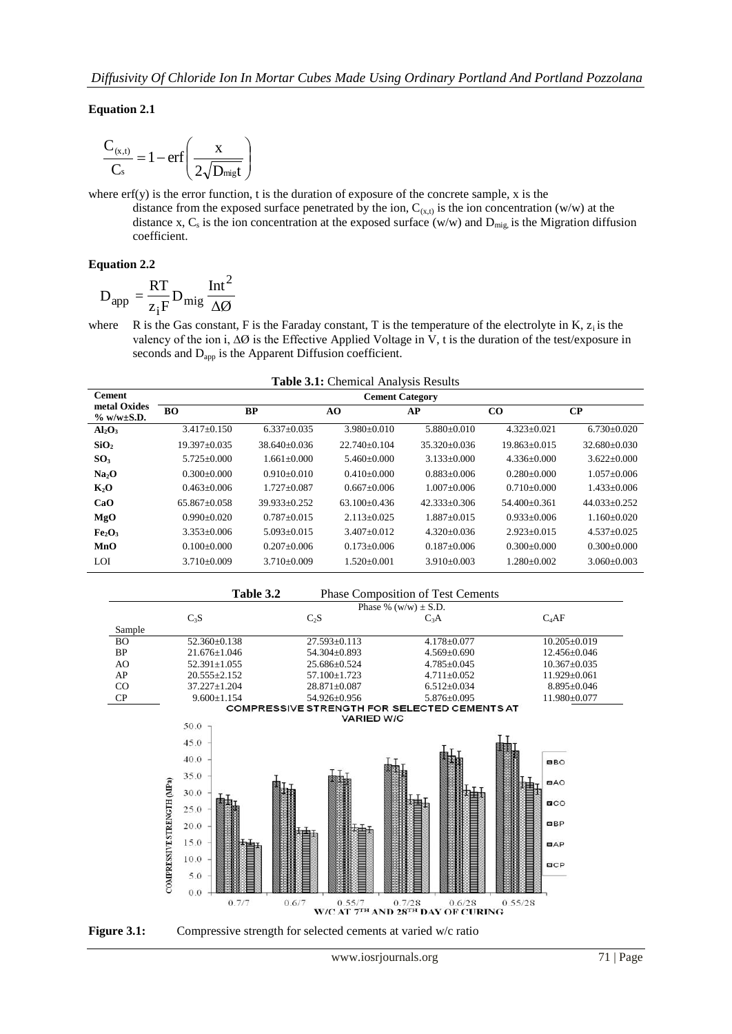**Equation 2.1**

$$\frac{C_{(x,t)}}{C_s} = 1 - \text{erf}\left(\frac{x}{2\sqrt{D_{mig}t}}\right)$$

where erf(y) is the error function, t is the duration of exposure of the concrete sample, x is the distance from the exposed surface penetrated by the ion, $C_{(x,t)}$ is the ion concentration (w/w) at the distance x, $C_s$ is the ion concentration at the exposed surface (w/w) and $D_{mig}$ is the Migration diffusion coefficient.

**Equation 2.2**

$$D_{app} = \frac{RT}{z_i F} D_{mig} \frac{\text{Int}^2}{\Delta Ø}$$

where R is the Gas constant, F is the Faraday constant, T is the temperature of the electrolyte in K, $z_i$ is the valency of the ion i, $\Delta Ø$ is the Effective Applied Voltage in V, t is the duration of the test/exposure in seconds and $D_{app}$ is the Apparent Diffusion coefficient.

**Table 3.1:** Chemical Analysis Results

| Cement metal Oxides % w/w±S.D. | Cement Category | | | | | |
|---|---|---|---|---|---|---|
| | **BO** | **BP** | **AO** | **AP** | **CO** | **CP** |
| $Al_2O_3$ | 3.417±0.150 | 6.337±0.035 | 3.980±0.010 | 5.880±0.010 | 4.323±0.021 | 6.730±0.020 |
| $SiO_2$ | 19.397±0.035 | 38.640±0.036 | 22.740±0.104 | 35.320±0.036 | 19.863±0.015 | 32.680±0.030 |
| $SO_3$ | 5.725±0.000 | 1.661±0.000 | 5.460±0.000 | 3.133±0.000 | 4.336±0.000 | 3.622±0.000 |
| $Na_2O$ | 0.300±0.000 | 0.910±0.010 | 0.410±0.000 | 0.883±0.006 | 0.280±0.000 | 1.057±0.006 |
| $K_2O$ | 0.463±0.006 | 1.727±0.087 | 0.667±0.006 | 1.007±0.006 | 0.710±0.000 | 1.433±0.006 |
| CaO | 65.867±0.058 | 39.933±0.252 | 63.100±0.436 | 42.333±0.306 | 54.400±0.361 | 44.033±0.252 |
| MgO | 0.990±0.020 | 0.787±0.015 | 2.113±0.025 | 1.887±0.015 | 0.933±0.006 | 1.160±0.020 |
| $Fe_2O_3$ | 3.353±0.006 | 5.093±0.015 | 3.407±0.012 | 4.320±0.036 | 2.923±0.015 | 4.537±0.025 |
| MnO | 0.100±0.000 | 0.207±0.006 | 0.173±0.006 | 0.187±0.006 | 0.300±0.000 | 0.300±0.000 |
| LOI | 3.710±0.009 | 3.710±0.009 | 1.520±0.001 | 3.910±0.003 | 1.280±0.002 | 3.060±0.003 |

**Table 3.2** Phase Composition of Test Cements

| Sample | Phase % (w/w) ± S.D. | | | |
|---|---|---|---|---|
| | $C_3S$ | $C_2S$ | $C_3A$ | $C_4AF$ |
| BO | 52.360±0.138 | 27.593±0.113 | 4.178±0.077 | 10.205±0.019 |
| BP | 21.676±1.046 | 54.304±0.893 | 4.569±0.690 | 12.456±0.046 |
| AO | 52.391±1.055 | 25.686±0.524 | 4.785±0.045 | 10.367±0.035 |
| AP | 20.555±2.152 | 57.100±1.723 | 4.711±0.052 | 11.929±0.061 |
| CO | 37.227±1.204 | 28.871±0.087 | 6.512±0.034 | 8.895±0.046 |
| CP | 9.600±1.154 | 54.926±0.956 | 5.876±0.095 | 11.980±0.077 |

**Figure 3.1:** Compressive strength for selected cements at varied w/c ratio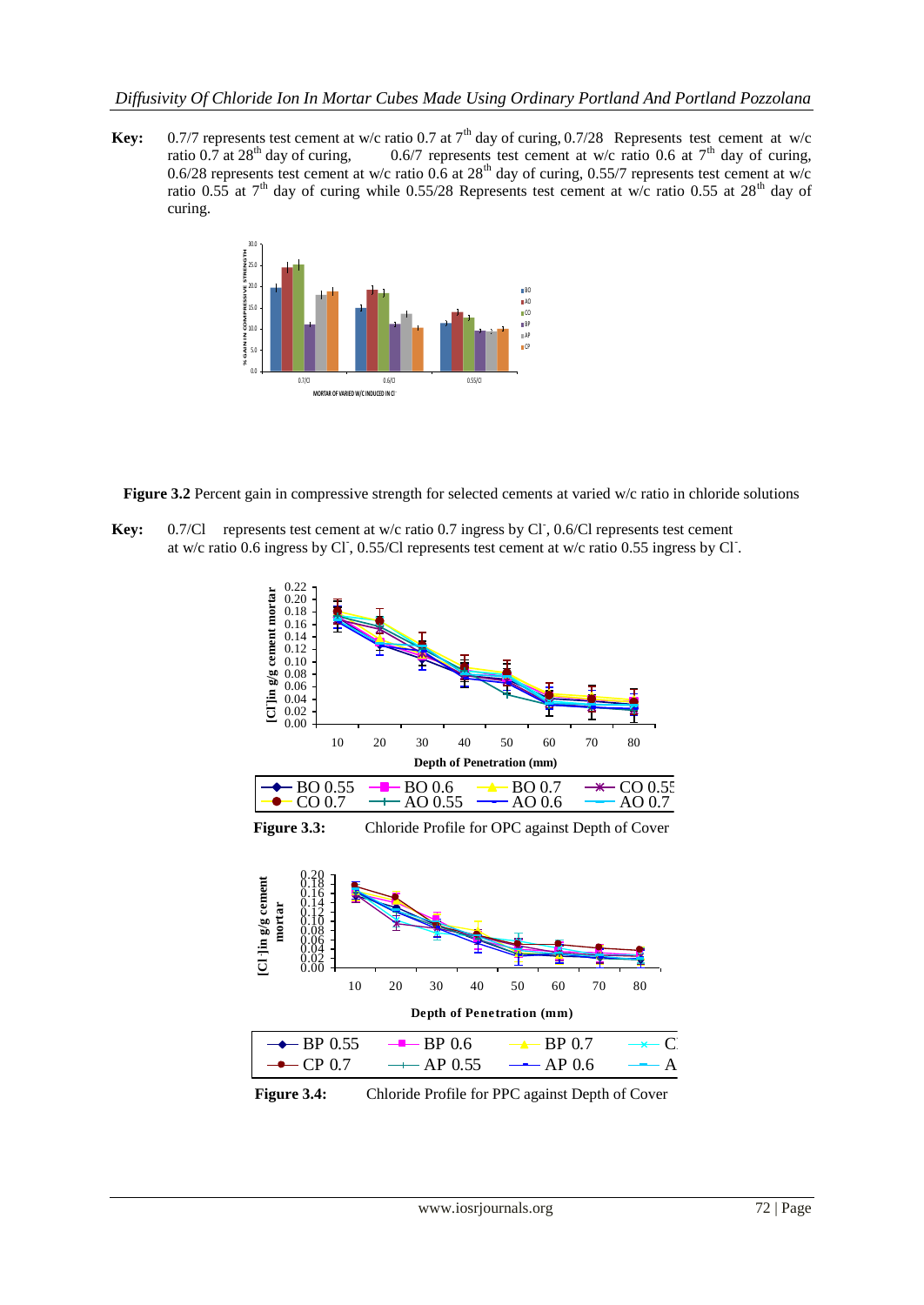**Key:** 0.7/7 represents test cement at w/c ratio 0.7 at 7[th] day of curing, 0.7/28 Represents test cement at w/c ratio 0.7 at 28[th] day of curing, 0.6/7 represents test cement at w/c ratio 0.6 at 7[th] day of curing, 0.6/28 represents test cement at w/c ratio 0.6 at 28[th] day of curing, 0.55/7 represents test cement at w/c ratio 0.55 at 7[th] day of curing while 0.55/28 Represents test cement at w/c ratio 0.55 at 28[th] day of curing.

**Figure 3.2** Percent gain in compressive strength for selected cements at varied w/c ratio in chloride solutions

**Key:** 0.7/Cl represents test cement at w/c ratio 0.7 ingress by $Cl^-$, 0.6/Cl represents test cement at w/c ratio 0.6 ingress by $Cl^-$, 0.55/Cl represents test cement at w/c ratio 0.55 ingress by $Cl^-$.

**Figure 3.3:** Chloride Profile for OPC against Depth of Cover

**Figure 3.4:** Chloride Profile for PPC against Depth of Cover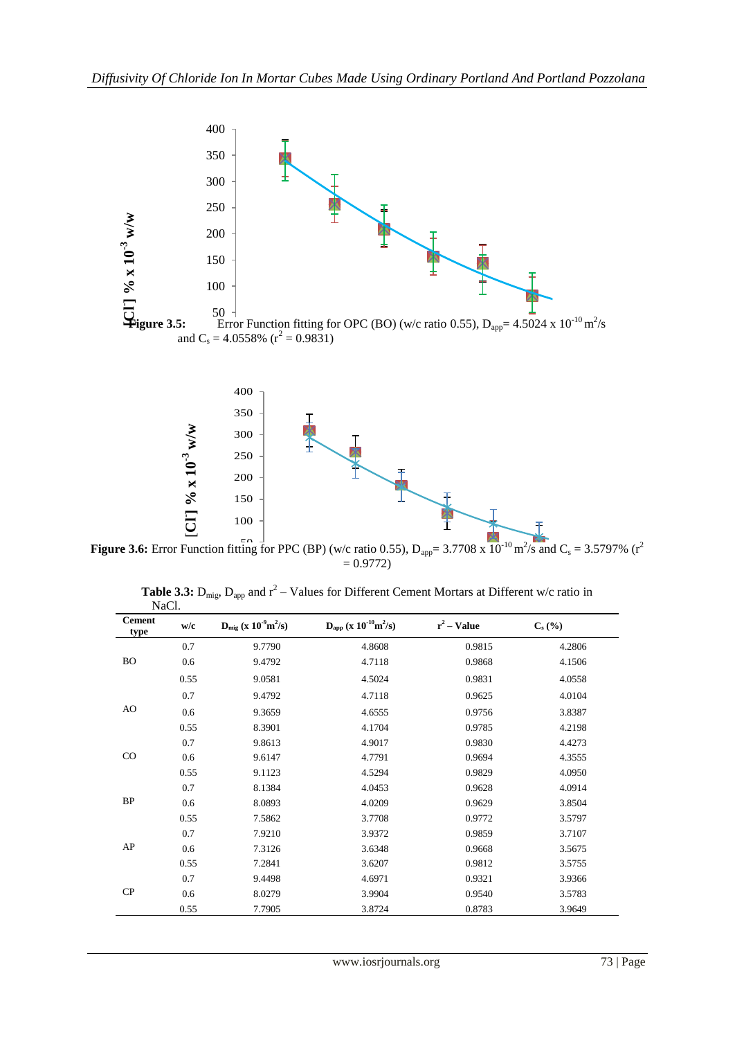400
350
300
250
200
150
100
50

[Cl⁻] % x $10^{-3}$ w/w

**Figure 3.5:** Error Function fitting for OPC (BO) (w/c ratio 0.55), $D_{app}$= 4.5024 x $10^{-10}$ $m^2/s$ and $C_s$ = 4.0558% ($r^2$ = 0.9831)

400
350
300
250
200
150
100
50

[Cl⁻] % x $10^{-3}$ w/w

**Figure 3.6:** Error Function fitting for PPC (BP) (w/c ratio 0.55), $D_{app}$= 3.7708 x $10^{-10}$ $m^2/s$ and $C_s$ = 3.5797% ($r^2$ = 0.9772)

**Table 3.3:** $D_{mig}$, $D_{app}$ and $r^2$ – Values for Different Cement Mortars at Different w/c ratio in NaCl.

| Cement type | w/c | $D_{mig}$ (x $10^{-9}$ $m^2/s$) | $D_{app}$ (x $10^{-10}$ $m^2/s$) | $r^2$ – Value | $C_s$ (%) |
|---|---|---|---|---|---|
| | 0.7 | 9.7790 | 4.8608 | 0.9815 | 4.2806 |
| BO | 0.6 | 9.4792 | 4.7118 | 0.9868 | 4.1506 |
| | 0.55 | 9.0581 | 4.5024 | 0.9831 | 4.0558 |
| | 0.7 | 9.4792 | 4.7118 | 0.9625 | 4.0104 |
| AO | 0.6 | 9.3659 | 4.6555 | 0.9756 | 3.8387 |
| | 0.55 | 8.3901 | 4.1704 | 0.9785 | 4.2198 |
| | 0.7 | 9.8613 | 4.9017 | 0.9830 | 4.4273 |
| CO | 0.6 | 9.6147 | 4.7791 | 0.9694 | 4.3555 |
| | 0.55 | 9.1123 | 4.5294 | 0.9829 | 4.0950 |
| | 0.7 | 8.1384 | 4.0453 | 0.9628 | 4.0914 |
| BP | 0.6 | 8.0893 | 4.0209 | 0.9629 | 3.8504 |
| | 0.55 | 7.5862 | 3.7708 | 0.9772 | 3.5797 |
| | 0.7 | 7.9210 | 3.9372 | 0.9859 | 3.7107 |
| AP | 0.6 | 7.3126 | 3.6348 | 0.9668 | 3.5675 |
| | 0.55 | 7.2841 | 3.6207 | 0.9812 | 3.5755 |
| | 0.7 | 9.4498 | 4.6971 | 0.9321 | 3.9366 |
| CP | 0.6 | 8.0279 | 3.9904 | 0.9540 | 3.5783 |
| | 0.55 | 7.7905 | 3.8724 | 0.8783 | 3.9649 |